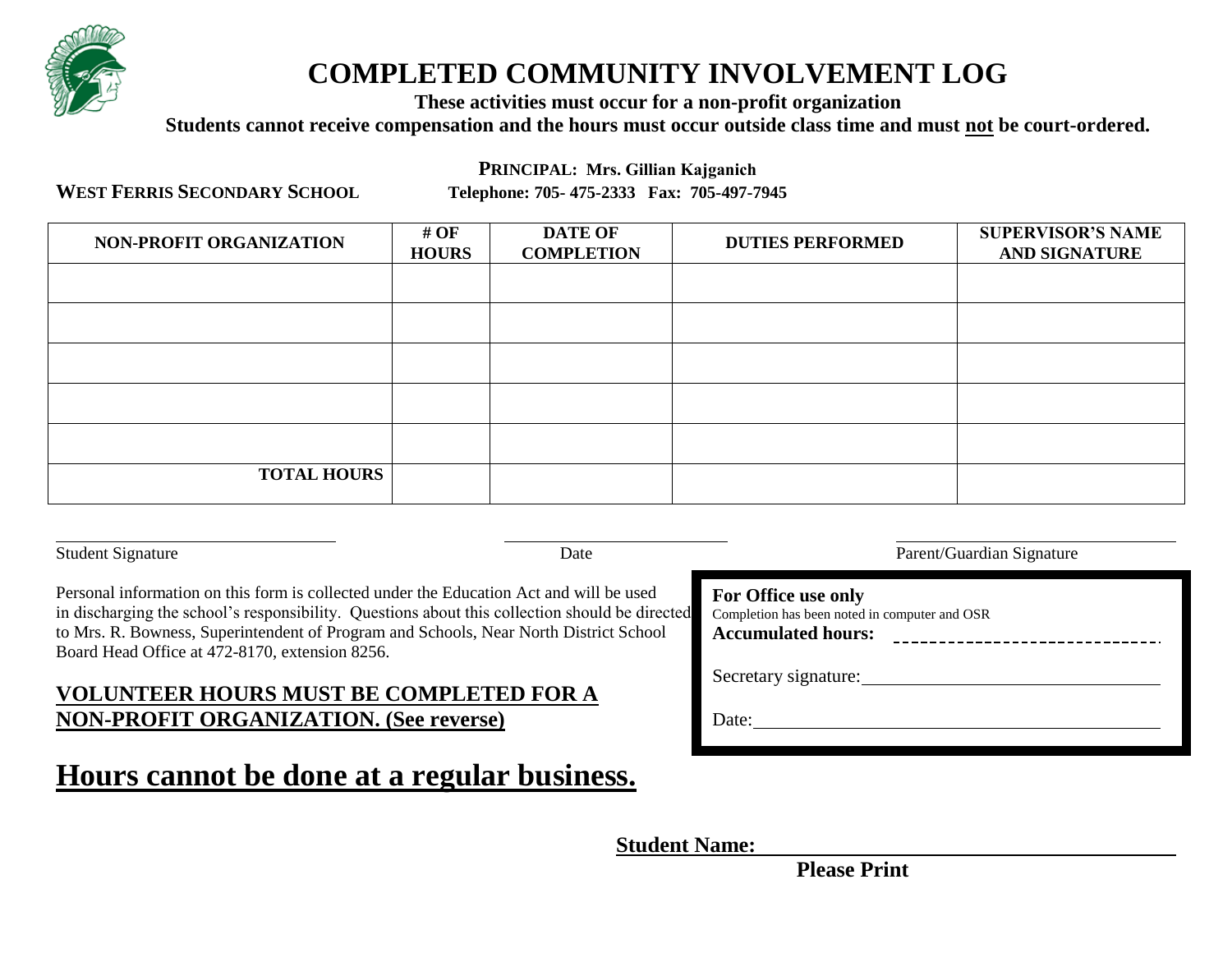# COMPLETED COMMUNITY INVOLVEMENT LOG

**These activities must occur for a non-profit organization**

**Students cannot receive compensation and the hours must occur outside class time and must <u>not</u> be court-ordered.**

**PRINCIPAL: Mrs. Gillian Kajganich**

**WEST FERRIS SECONDARY SCHOOL** **Telephone: 705- 475-2333 Fax: 705-497-7945**

| NON-PROFIT ORGANIZATION | # OF HOURS | DATE OF COMPLETION | DUTIES PERFORMED | SUPERVISOR'S NAME AND SIGNATURE |
|---|---|---|---|---|
| | | | | |
| | | | | |
| | | | | |
| | | | | |
| | | | | |
| **TOTAL HOURS** | | | | |

______________________________ Student Signature

______________________________ Date

______________________________ Parent/Guardian Signature

Personal information on this form is collected under the Education Act and will be used in discharging the school's responsibility. Questions about this collection should be directed to Mrs. R. Bowness, Superintendent of Program and Schools, Near North District School Board Head Office at 472-8170, extension 8256.

**For Office use only**

Completion has been noted in computer and OSR

**Accumulated hours:** ------------------------------

Secretary signature: ______________________________

Date: ______________________________

**<u>VOLUNTEER HOURS MUST BE COMPLETED FOR A NON-PROFIT ORGANIZATION. (See reverse)</u>**

## <u>Hours cannot be done at a regular business.</u>

**<u>Student Name:</u>** ______________________________

**Please Print**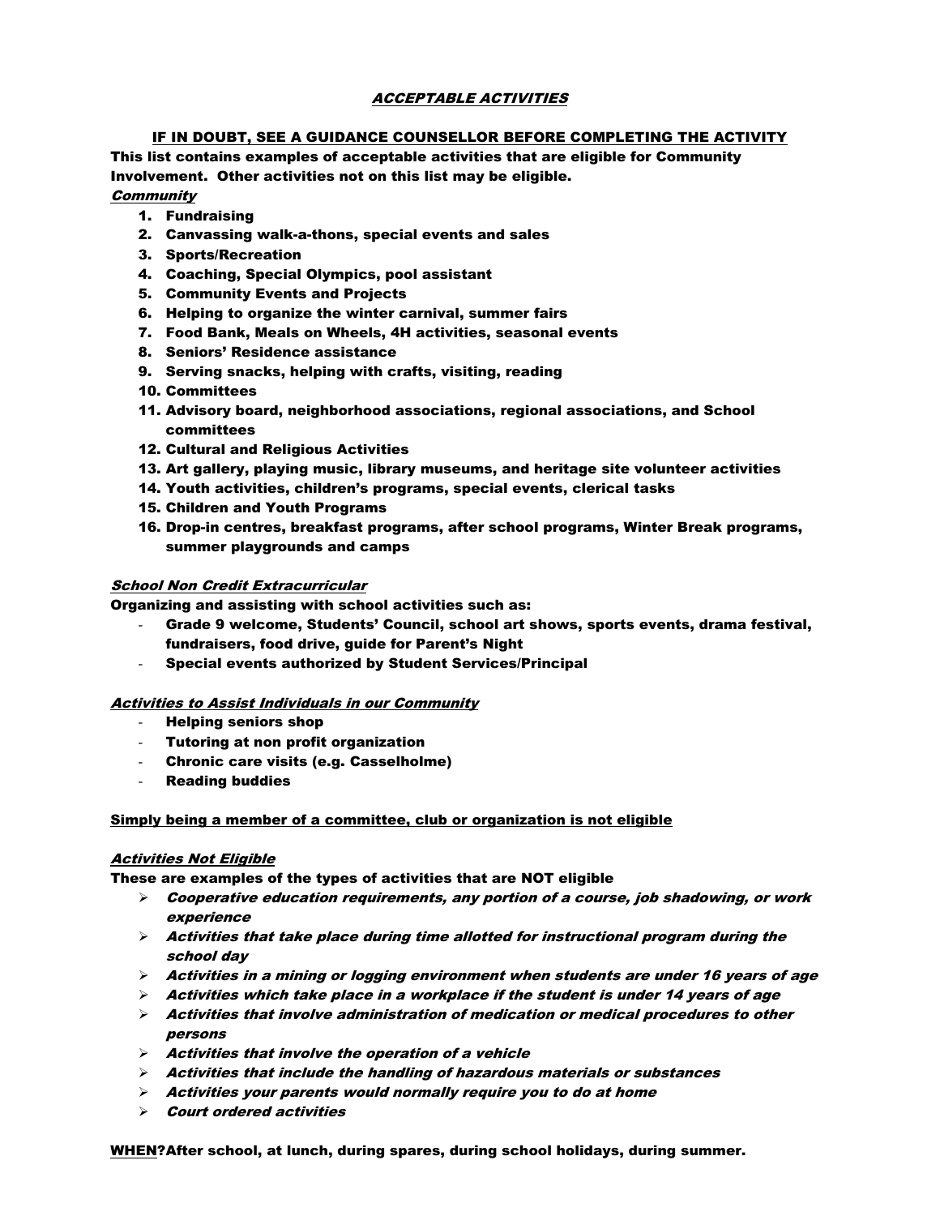## *ACCEPTABLE ACTIVITIES*

**IF IN DOUBT, SEE A GUIDANCE COUNSELLOR BEFORE COMPLETING THE ACTIVITY**

**This list contains examples of acceptable activities that are eligible for Community Involvement. Other activities not on this list may be eligible.**

### *Community*

1. **Fundraising**
2. **Canvassing walk-a-thons, special events and sales**
3. **Sports/Recreation**
4. **Coaching, Special Olympics, pool assistant**
5. **Community Events and Projects**
6. **Helping to organize the winter carnival, summer fairs**
7. **Food Bank, Meals on Wheels, 4H activities, seasonal events**
8. **Seniors' Residence assistance**
9. **Serving snacks, helping with crafts, visiting, reading**
10. **Committees**
11. **Advisory board, neighborhood associations, regional associations, and School committees**
12. **Cultural and Religious Activities**
13. **Art gallery, playing music, library museums, and heritage site volunteer activities**
14. **Youth activities, children's programs, special events, clerical tasks**
15. **Children and Youth Programs**
16. **Drop-in centres, breakfast programs, after school programs, Winter Break programs, summer playgrounds and camps**

### *School Non Credit Extracurricular*

**Organizing and assisting with school activities such as:**

- **Grade 9 welcome, Students' Council, school art shows, sports events, drama festival, fundraisers, food drive, guide for Parent's Night**
- **Special events authorized by Student Services/Principal**

### *Activities to Assist Individuals in our Community*

- **Helping seniors shop**
- **Tutoring at non profit organization**
- **Chronic care visits (e.g. Casselholme)**
- **Reading buddies**

**Simply being a member of a committee, club or organization is not eligible**

### *Activities Not Eligible*

**These are examples of the types of activities that are NOT eligible**

- ***Cooperative education requirements, any portion of a course, job shadowing, or work experience***
- ***Activities that take place during time allotted for instructional program during the school day***
- ***Activities in a mining or logging environment when students are under 16 years of age***
- ***Activities which take place in a workplace if the student is under 14 years of age***
- ***Activities that involve administration of medication or medical procedures to other persons***
- ***Activities that involve the operation of a vehicle***
- ***Activities that include the handling of hazardous materials or substances***
- ***Activities your parents would normally require you to do at home***
- ***Court ordered activities***

**WHEN?After school, at lunch, during spares, during school holidays, during summer.**